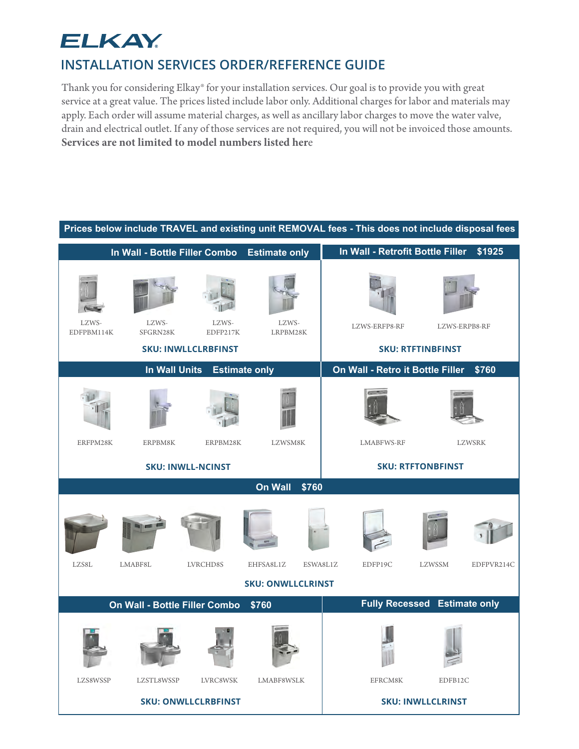# ELKAY

## INSTALLATION SERVICES ORDER/REFERENCE GUIDE

Thank you for considering Elkay® for your installation services. Our goal is to provide you with great service at a great value. The prices listed include labor only. Additional charges for labor and materials may apply. Each order will assume material charges, as well as ancillary labor charges to move the water valve, drain and electrical outlet. If any of those services are not required, you will not be invoiced those amounts. **Services are not limited to model numbers listed here**

**Prices below include TRAVEL and existing unit REMOVAL fees - This does not include disposal fees**

### In Wall - Bottle Filler Combo — Estimate only

LZWS-EDFPBM114K, LZWS-SFGRN28K, LZWS-EDFP217K, LZWS-LRPBM28K

**SKU: INWLLCLRBFINST**

### In Wall - Retrofit Bottle Filler — $1925

LZWS-ERFP8-RF, LZWS-ERPB8-RF

**SKU: RTFTINBFINST**

### In Wall Units — Estimate only

ERFPM28K, ERPBM8K, ERPBM28K, LZWSM8K

**SKU: INWLL-NCINST**

### On Wall - Retro it Bottle Filler — $760

LMABFWS-RF, LZWSRK

**SKU: RTFTONBFINST**

### On Wall — $760

LZS8L, LMABF8L, LVRCHD8S, EHFSA8L1Z, ESWA8L1Z, EDFP19C, LZWSSM, EDFPVR214C

**SKU: ONWLLCLRINST**

### On Wall - Bottle Filler Combo — $760

LZS8WSSP, LZSTL8WSSP, LVRC8WSK, LMABF8WSLK

**SKU: ONWLLCLRBFINST**

### Fully Recessed — Estimate only

EFRCM8K, EDFB12C

**SKU: INWLLCLRINST**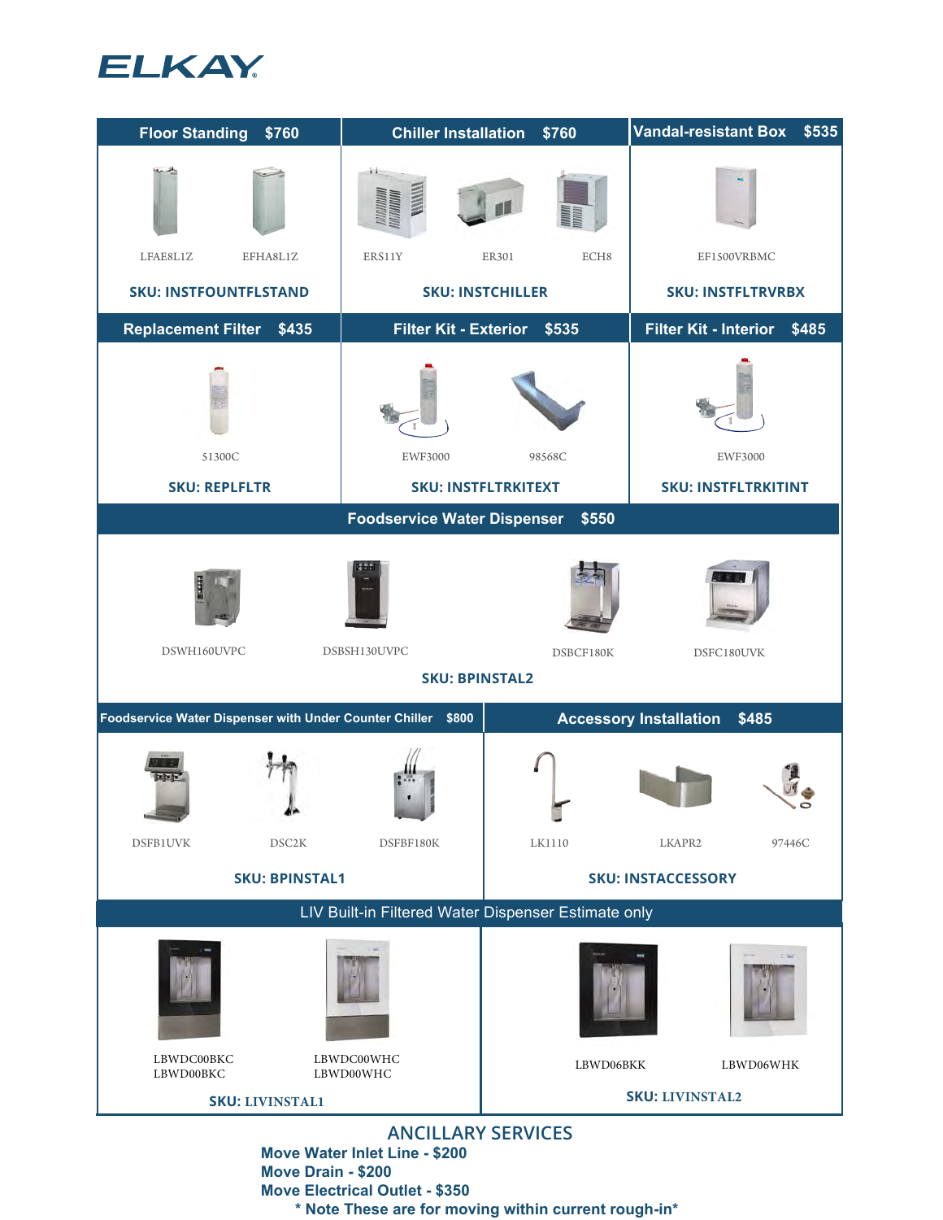# ELKAY

## Floor Standing $760

LFAE8L1Z — EFHA8L1Z

**SKU: INSTFOUNTFLSTAND**

## Chiller Installation $760

ERS11Y — ER301 — ECH8

**SKU: INSTCHILLER**

## Vandal-resistant Box $535

EF1500VRBMC

**SKU: INSTFLTRVRBX**

## Replacement Filter $435

51300C

**SKU: REPLFLTR**

## Filter Kit - Exterior $535

EWF3000 — 98568C

**SKU: INSTFLTRKITEXT**

## Filter Kit - Interior $485

EWF3000

**SKU: INSTFLTRKITINT**

## Foodservice Water Dispenser $550

DSWH160UVPC — DSBSH130UVPC — DSBCF180K — DSFC180UVK

**SKU: BPINSTAL2**

## Foodservice Water Dispenser with Under Counter Chiller $800

DSFB1UVK — DSC2K — DSFBF180K

**SKU: BPINSTAL1**

## Accessory Installation $485

LK1110 — LKAPR2 — 97446C

**SKU: INSTACCESSORY**

## LIV Built-in Filtered Water Dispenser Estimate only

LBWDC00BKC / LBWD00BKC — LBWDC00WHC / LBWD00WHC

**SKU: LIVINSTAL1**

LBWD06BKK — LBWD06WHK

**SKU: LIVINSTAL2**

## ANCILLARY SERVICES

**Move Water Inlet Line - $200**
**Move Drain - $200**
**Move Electrical Outlet - $350**
**\* Note These are for moving within current rough-in\***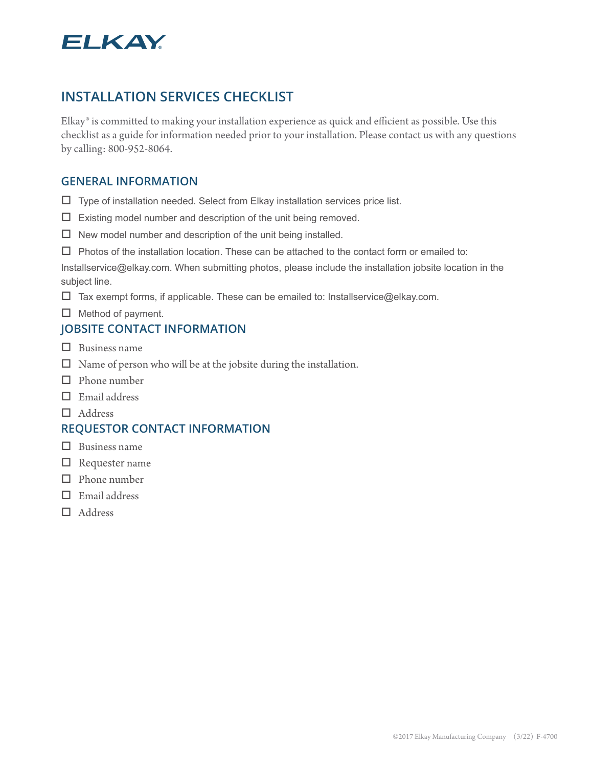ELKAY

# INSTALLATION SERVICES CHECKLIST

Elkay® is committed to making your installation experience as quick and efficient as possible. Use this checklist as a guide for information needed prior to your installation. Please contact us with any questions by calling: 800-952-8064.

## GENERAL INFORMATION

- ☐ Type of installation needed. Select from Elkay installation services price list.
- ☐ Existing model number and description of the unit being removed.
- ☐ New model number and description of the unit being installed.
- ☐ Photos of the installation location. These can be attached to the contact form or emailed to: Installservice@elkay.com. When submitting photos, please include the installation jobsite location in the subject line.
- ☐ Tax exempt forms, if applicable. These can be emailed to: Installservice@elkay.com.
- ☐ Method of payment.

## JOBSITE CONTACT INFORMATION

- ☐ Business name
- ☐ Name of person who will be at the jobsite during the installation.
- ☐ Phone number
- ☐ Email address
- ☐ Address

## REQUESTOR CONTACT INFORMATION

- ☐ Business name
- ☐ Requester name
- ☐ Phone number
- ☐ Email address
- ☐ Address

©2017 Elkay Manufacturing Company (3/22) F-4700